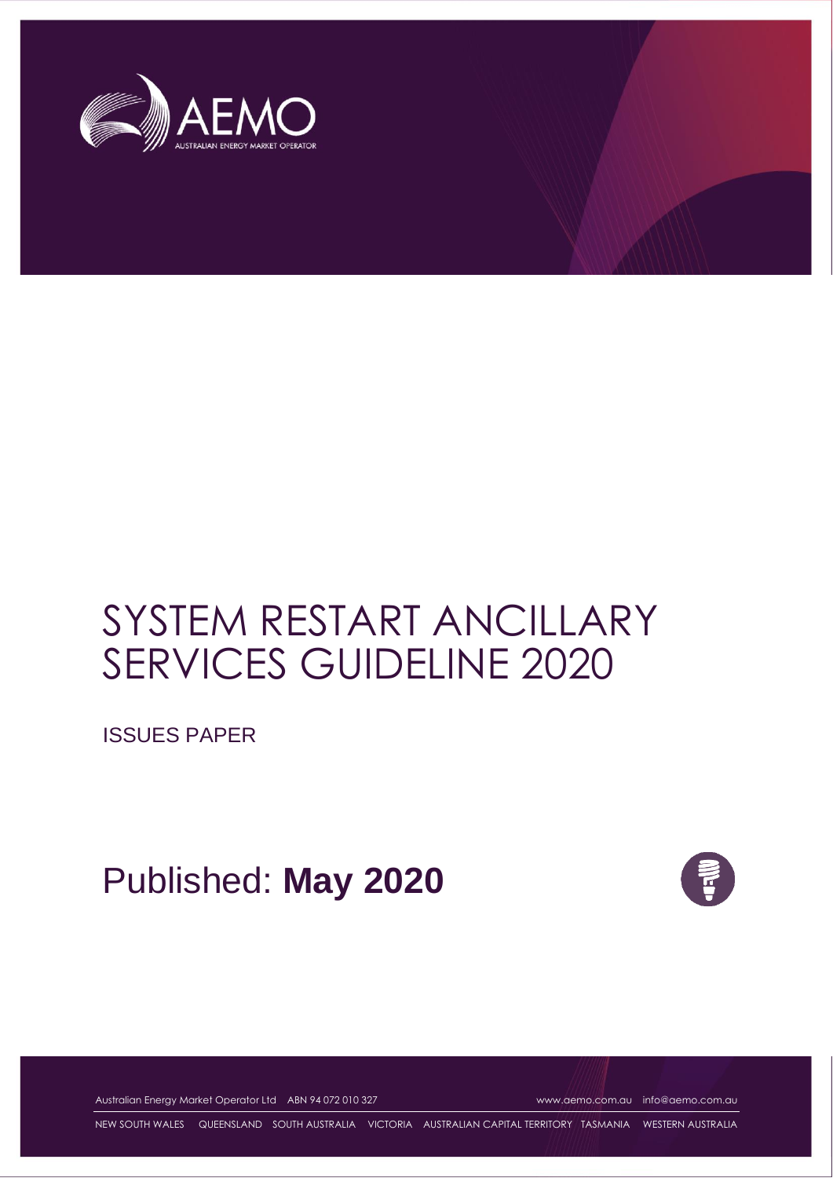# SYSTEM RESTART ANCILLARY SERVICES GUIDELINE 2020

ISSUES PAPER

Published: **May 2020**

Australian Energy Market Operator Ltd ABN 94 072 010 327 www.aemo.com.au info@aemo.com.au

NEW SOUTH WALES QUEENSLAND SOUTH AUSTRALIA VICTORIA AUSTRALIAN CAPITAL TERRITORY TASMANIA WESTERN AUSTRALIA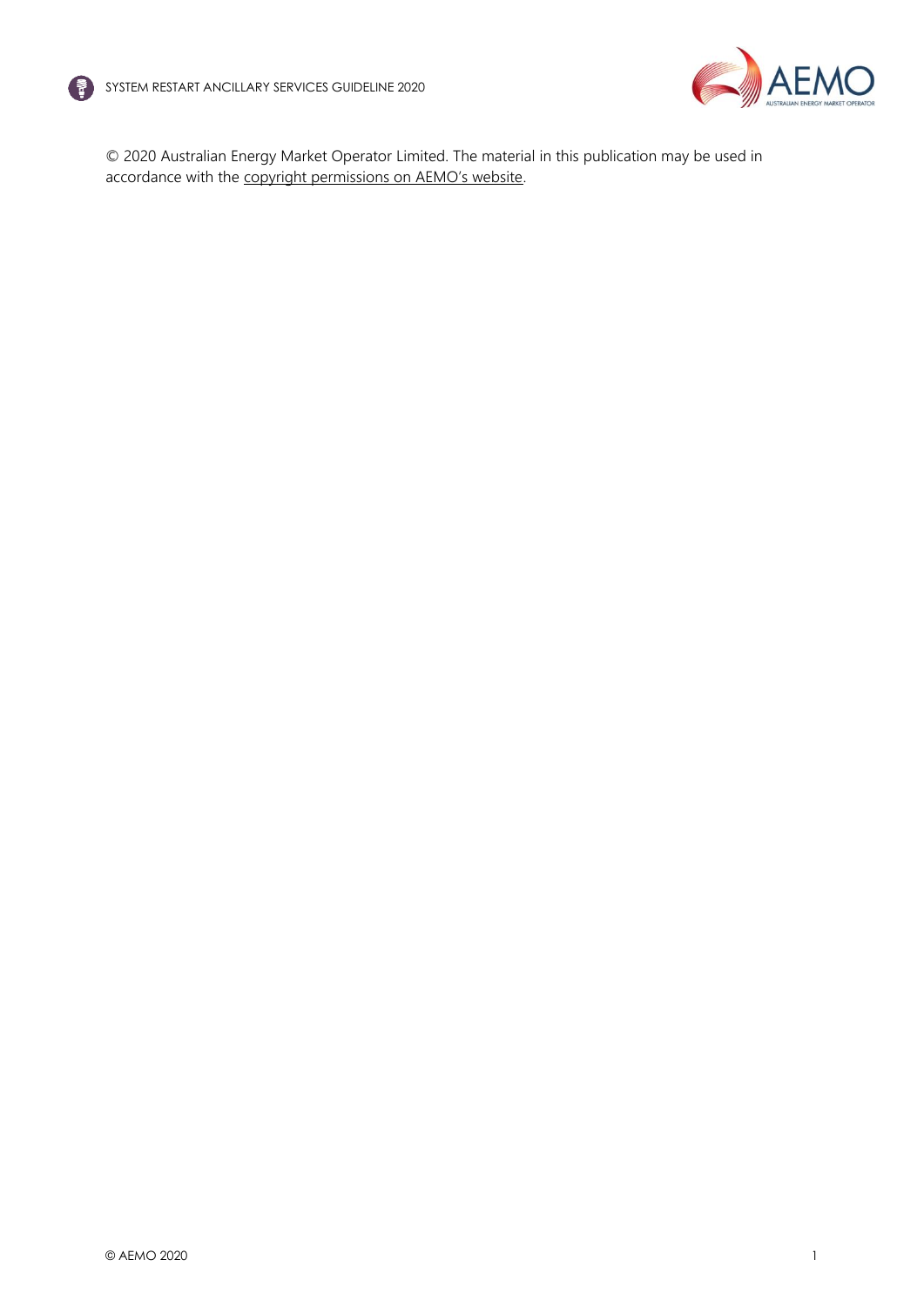© 2020 Australian Energy Market Operator Limited. The material in this publication may be used in accordance with the copyright permissions on AEMO's website.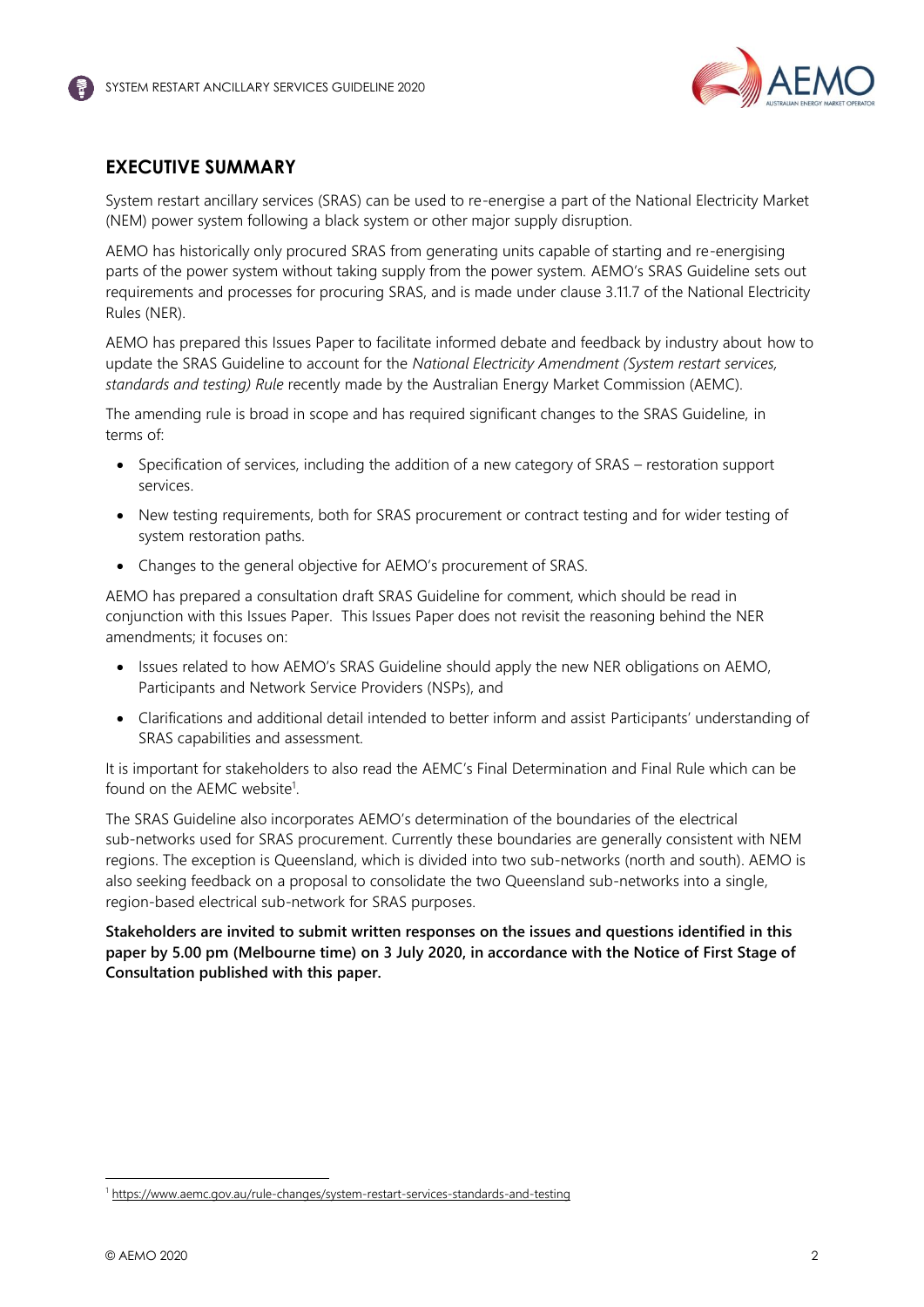# EXECUTIVE SUMMARY

System restart ancillary services (SRAS) can be used to re-energise a part of the National Electricity Market (NEM) power system following a black system or other major supply disruption.

AEMO has historically only procured SRAS from generating units capable of starting and re-energising parts of the power system without taking supply from the power system. AEMO's SRAS Guideline sets out requirements and processes for procuring SRAS, and is made under clause 3.11.7 of the National Electricity Rules (NER).

AEMO has prepared this Issues Paper to facilitate informed debate and feedback by industry about how to update the SRAS Guideline to account for the *National Electricity Amendment (System restart services, standards and testing) Rule* recently made by the Australian Energy Market Commission (AEMC).

The amending rule is broad in scope and has required significant changes to the SRAS Guideline, in terms of:

- Specification of services, including the addition of a new category of SRAS – restoration support services.
- New testing requirements, both for SRAS procurement or contract testing and for wider testing of system restoration paths.
- Changes to the general objective for AEMO's procurement of SRAS.

AEMO has prepared a consultation draft SRAS Guideline for comment, which should be read in conjunction with this Issues Paper. This Issues Paper does not revisit the reasoning behind the NER amendments; it focuses on:

- Issues related to how AEMO's SRAS Guideline should apply the new NER obligations on AEMO, Participants and Network Service Providers (NSPs), and
- Clarifications and additional detail intended to better inform and assist Participants' understanding of SRAS capabilities and assessment.

It is important for stakeholders to also read the AEMC's Final Determination and Final Rule which can be found on the AEMC website[1].

The SRAS Guideline also incorporates AEMO's determination of the boundaries of the electrical sub-networks used for SRAS procurement. Currently these boundaries are generally consistent with NEM regions. The exception is Queensland, which is divided into two sub-networks (north and south). AEMO is also seeking feedback on a proposal to consolidate the two Queensland sub-networks into a single, region-based electrical sub-network for SRAS purposes.

**Stakeholders are invited to submit written responses on the issues and questions identified in this paper by 5.00 pm (Melbourne time) on 3 July 2020, in accordance with the Notice of First Stage of Consultation published with this paper.**

[1] https://www.aemc.gov.au/rule-changes/system-restart-services-standards-and-testing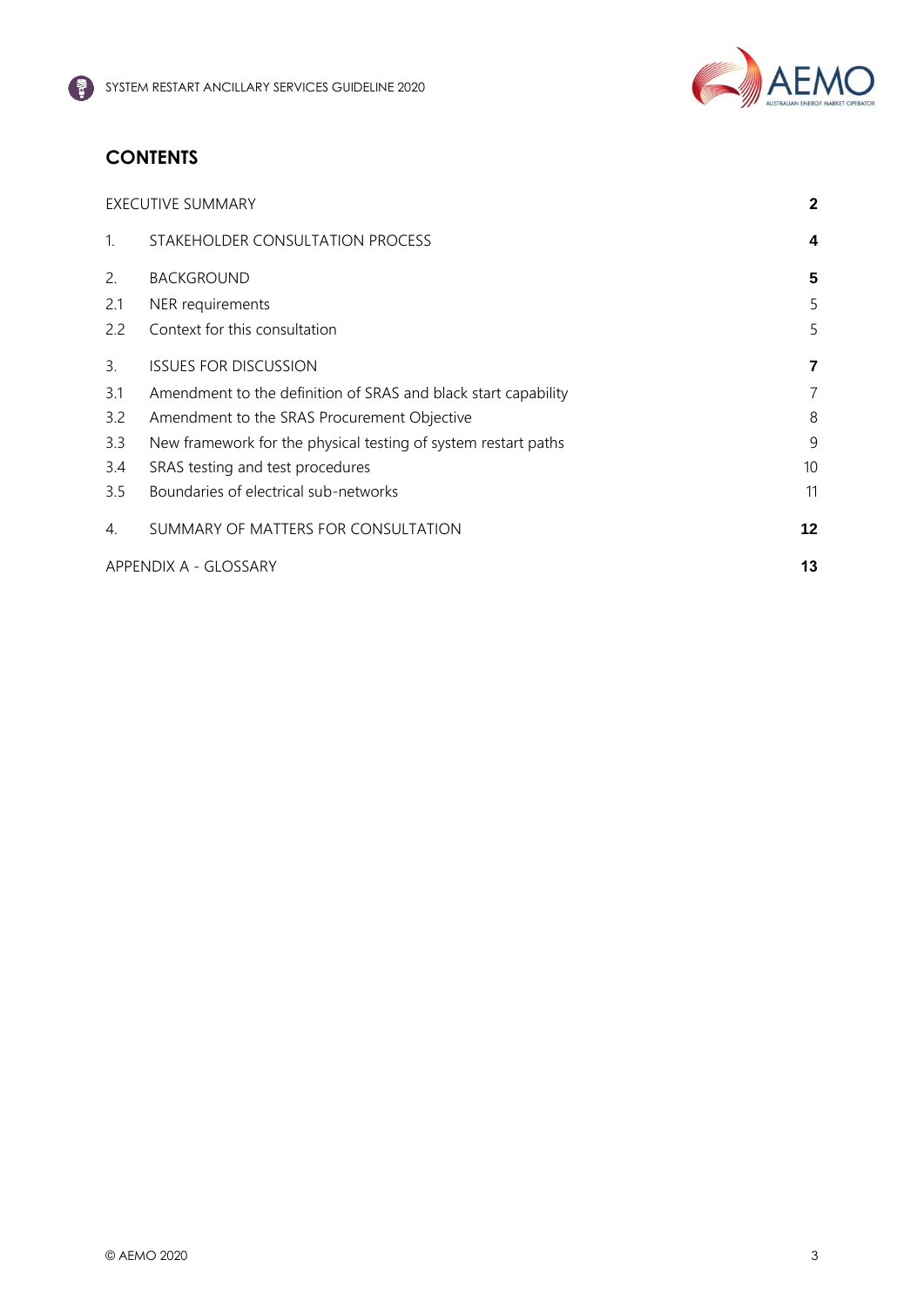# CONTENTS

| | | |
|---|---|---|
| EXECUTIVE SUMMARY | | **2** |
| 1. | STAKEHOLDER CONSULTATION PROCESS | **4** |
| 2. | BACKGROUND | **5** |
| 2.1 | NER requirements | 5 |
| 2.2 | Context for this consultation | 5 |
| 3. | ISSUES FOR DISCUSSION | **7** |
| 3.1 | Amendment to the definition of SRAS and black start capability | 7 |
| 3.2 | Amendment to the SRAS Procurement Objective | 8 |
| 3.3 | New framework for the physical testing of system restart paths | 9 |
| 3.4 | SRAS testing and test procedures | 10 |
| 3.5 | Boundaries of electrical sub-networks | 11 |
| 4. | SUMMARY OF MATTERS FOR CONSULTATION | **12** |
| APPENDIX A - GLOSSARY | | **13** |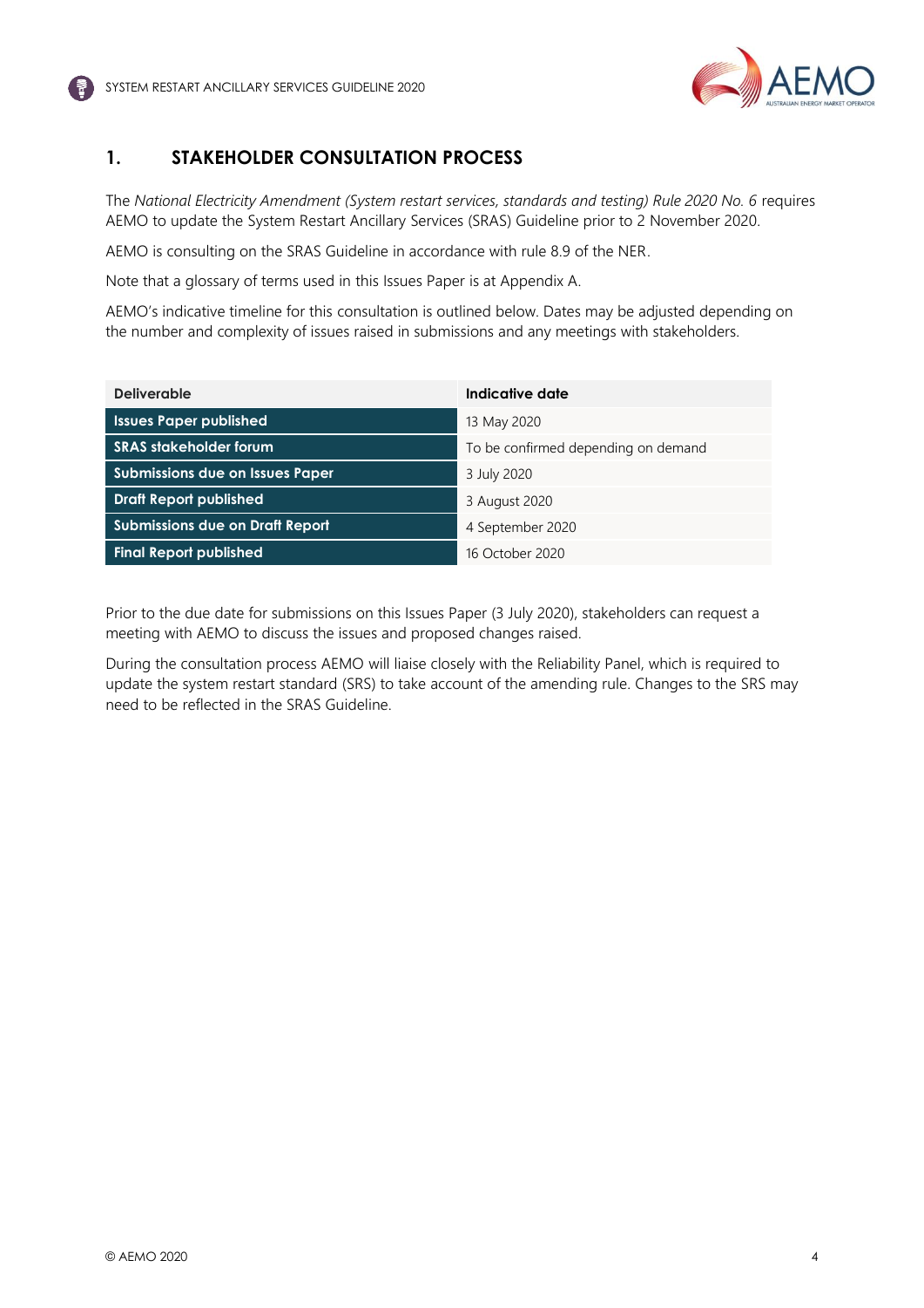# 1. STAKEHOLDER CONSULTATION PROCESS

The *National Electricity Amendment (System restart services, standards and testing) Rule 2020 No. 6* requires AEMO to update the System Restart Ancillary Services (SRAS) Guideline prior to 2 November 2020.

AEMO is consulting on the SRAS Guideline in accordance with rule 8.9 of the NER.

Note that a glossary of terms used in this Issues Paper is at Appendix A.

AEMO's indicative timeline for this consultation is outlined below. Dates may be adjusted depending on the number and complexity of issues raised in submissions and any meetings with stakeholders.

| Deliverable | Indicative date |
| --- | --- |
| **Issues Paper published** | 13 May 2020 |
| **SRAS stakeholder forum** | To be confirmed depending on demand |
| **Submissions due on Issues Paper** | 3 July 2020 |
| **Draft Report published** | 3 August 2020 |
| **Submissions due on Draft Report** | 4 September 2020 |
| **Final Report published** | 16 October 2020 |

Prior to the due date for submissions on this Issues Paper (3 July 2020), stakeholders can request a meeting with AEMO to discuss the issues and proposed changes raised.

During the consultation process AEMO will liaise closely with the Reliability Panel, which is required to update the system restart standard (SRS) to take account of the amending rule. Changes to the SRS may need to be reflected in the SRAS Guideline.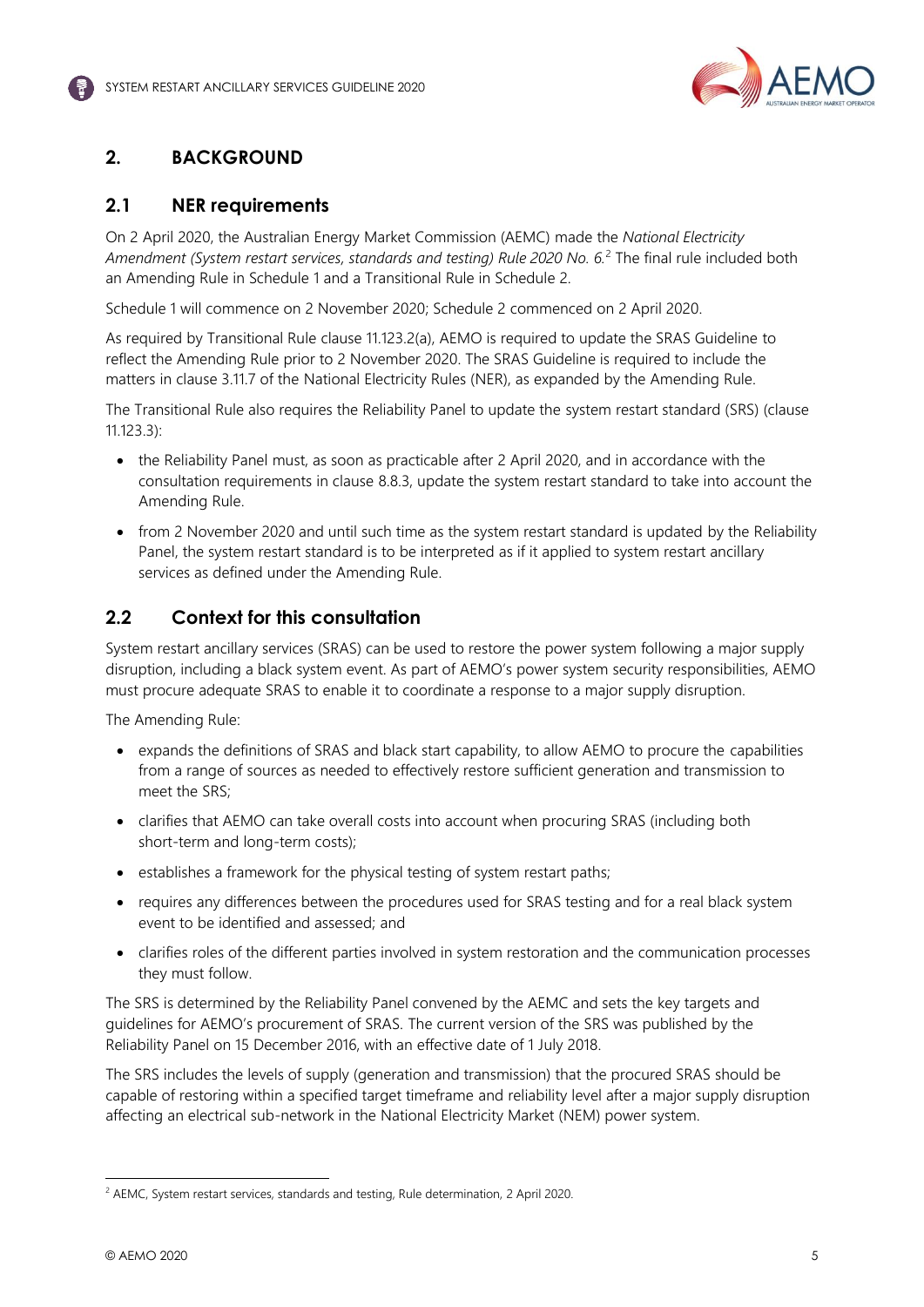## 2. BACKGROUND

### 2.1 NER requirements

On 2 April 2020, the Australian Energy Market Commission (AEMC) made the *National Electricity Amendment (System restart services, standards and testing) Rule 2020 No. 6.*[2] The final rule included both an Amending Rule in Schedule 1 and a Transitional Rule in Schedule 2.

Schedule 1 will commence on 2 November 2020; Schedule 2 commenced on 2 April 2020.

As required by Transitional Rule clause 11.123.2(a), AEMO is required to update the SRAS Guideline to reflect the Amending Rule prior to 2 November 2020. The SRAS Guideline is required to include the matters in clause 3.11.7 of the National Electricity Rules (NER), as expanded by the Amending Rule.

The Transitional Rule also requires the Reliability Panel to update the system restart standard (SRS) (clause 11.123.3):

- the Reliability Panel must, as soon as practicable after 2 April 2020, and in accordance with the consultation requirements in clause 8.8.3, update the system restart standard to take into account the Amending Rule.
- from 2 November 2020 and until such time as the system restart standard is updated by the Reliability Panel, the system restart standard is to be interpreted as if it applied to system restart ancillary services as defined under the Amending Rule.

### 2.2 Context for this consultation

System restart ancillary services (SRAS) can be used to restore the power system following a major supply disruption, including a black system event. As part of AEMO's power system security responsibilities, AEMO must procure adequate SRAS to enable it to coordinate a response to a major supply disruption.

The Amending Rule:

- expands the definitions of SRAS and black start capability, to allow AEMO to procure the capabilities from a range of sources as needed to effectively restore sufficient generation and transmission to meet the SRS;
- clarifies that AEMO can take overall costs into account when procuring SRAS (including both short-term and long-term costs);
- establishes a framework for the physical testing of system restart paths;
- requires any differences between the procedures used for SRAS testing and for a real black system event to be identified and assessed; and
- clarifies roles of the different parties involved in system restoration and the communication processes they must follow.

The SRS is determined by the Reliability Panel convened by the AEMC and sets the key targets and guidelines for AEMO's procurement of SRAS. The current version of the SRS was published by the Reliability Panel on 15 December 2016, with an effective date of 1 July 2018.

The SRS includes the levels of supply (generation and transmission) that the procured SRAS should be capable of restoring within a specified target timeframe and reliability level after a major supply disruption affecting an electrical sub-network in the National Electricity Market (NEM) power system.

---

[2] AEMC, System restart services, standards and testing, Rule determination, 2 April 2020.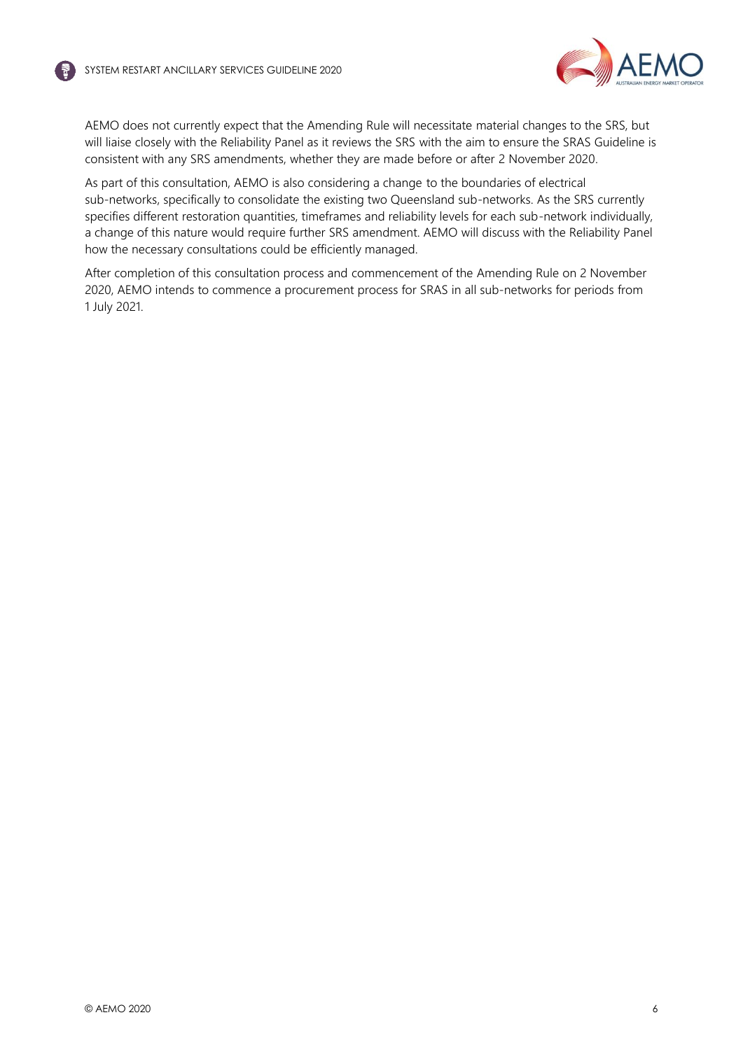AEMO does not currently expect that the Amending Rule will necessitate material changes to the SRS, but will liaise closely with the Reliability Panel as it reviews the SRS with the aim to ensure the SRAS Guideline is consistent with any SRS amendments, whether they are made before or after 2 November 2020.

As part of this consultation, AEMO is also considering a change to the boundaries of electrical sub-networks, specifically to consolidate the existing two Queensland sub-networks. As the SRS currently specifies different restoration quantities, timeframes and reliability levels for each sub-network individually, a change of this nature would require further SRS amendment. AEMO will discuss with the Reliability Panel how the necessary consultations could be efficiently managed.

After completion of this consultation process and commencement of the Amending Rule on 2 November 2020, AEMO intends to commence a procurement process for SRAS in all sub-networks for periods from 1 July 2021.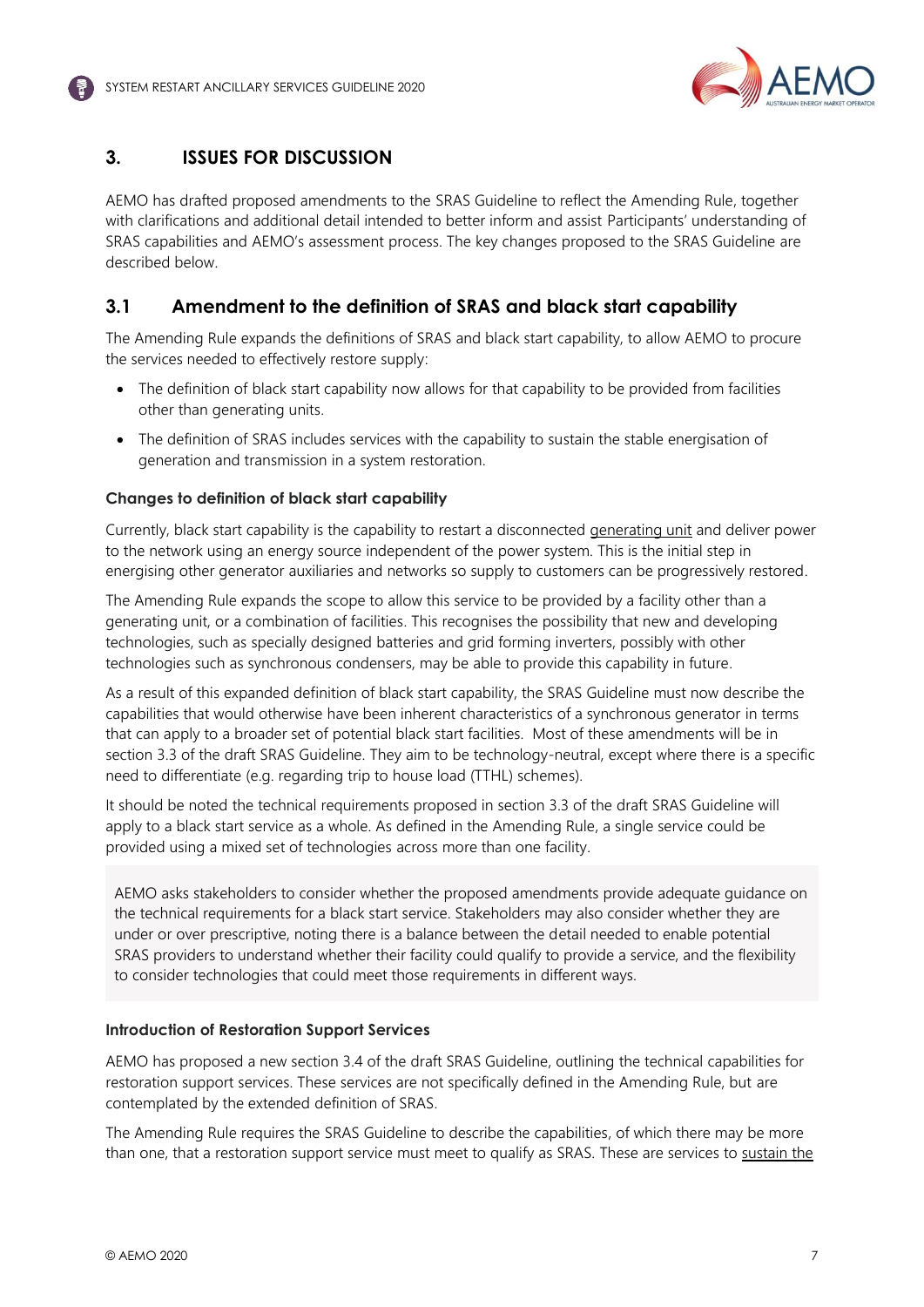## 3. ISSUES FOR DISCUSSION

AEMO has drafted proposed amendments to the SRAS Guideline to reflect the Amending Rule, together with clarifications and additional detail intended to better inform and assist Participants' understanding of SRAS capabilities and AEMO's assessment process. The key changes proposed to the SRAS Guideline are described below.

### 3.1 Amendment to the definition of SRAS and black start capability

The Amending Rule expands the definitions of SRAS and black start capability, to allow AEMO to procure the services needed to effectively restore supply:

- The definition of black start capability now allows for that capability to be provided from facilities other than generating units.
- The definition of SRAS includes services with the capability to sustain the stable energisation of generation and transmission in a system restoration.

#### Changes to definition of black start capability

Currently, black start capability is the capability to restart a disconnected generating unit and deliver power to the network using an energy source independent of the power system. This is the initial step in energising other generator auxiliaries and networks so supply to customers can be progressively restored.

The Amending Rule expands the scope to allow this service to be provided by a facility other than a generating unit, or a combination of facilities. This recognises the possibility that new and developing technologies, such as specially designed batteries and grid forming inverters, possibly with other technologies such as synchronous condensers, may be able to provide this capability in future.

As a result of this expanded definition of black start capability, the SRAS Guideline must now describe the capabilities that would otherwise have been inherent characteristics of a synchronous generator in terms that can apply to a broader set of potential black start facilities. Most of these amendments will be in section 3.3 of the draft SRAS Guideline. They aim to be technology-neutral, except where there is a specific need to differentiate (e.g. regarding trip to house load (TTHL) schemes).

It should be noted the technical requirements proposed in section 3.3 of the draft SRAS Guideline will apply to a black start service as a whole. As defined in the Amending Rule, a single service could be provided using a mixed set of technologies across more than one facility.

AEMO asks stakeholders to consider whether the proposed amendments provide adequate guidance on the technical requirements for a black start service. Stakeholders may also consider whether they are under or over prescriptive, noting there is a balance between the detail needed to enable potential SRAS providers to understand whether their facility could qualify to provide a service, and the flexibility to consider technologies that could meet those requirements in different ways.

#### Introduction of Restoration Support Services

AEMO has proposed a new section 3.4 of the draft SRAS Guideline, outlining the technical capabilities for restoration support services. These services are not specifically defined in the Amending Rule, but are contemplated by the extended definition of SRAS.

The Amending Rule requires the SRAS Guideline to describe the capabilities, of which there may be more than one, that a restoration support service must meet to qualify as SRAS. These are services to sustain the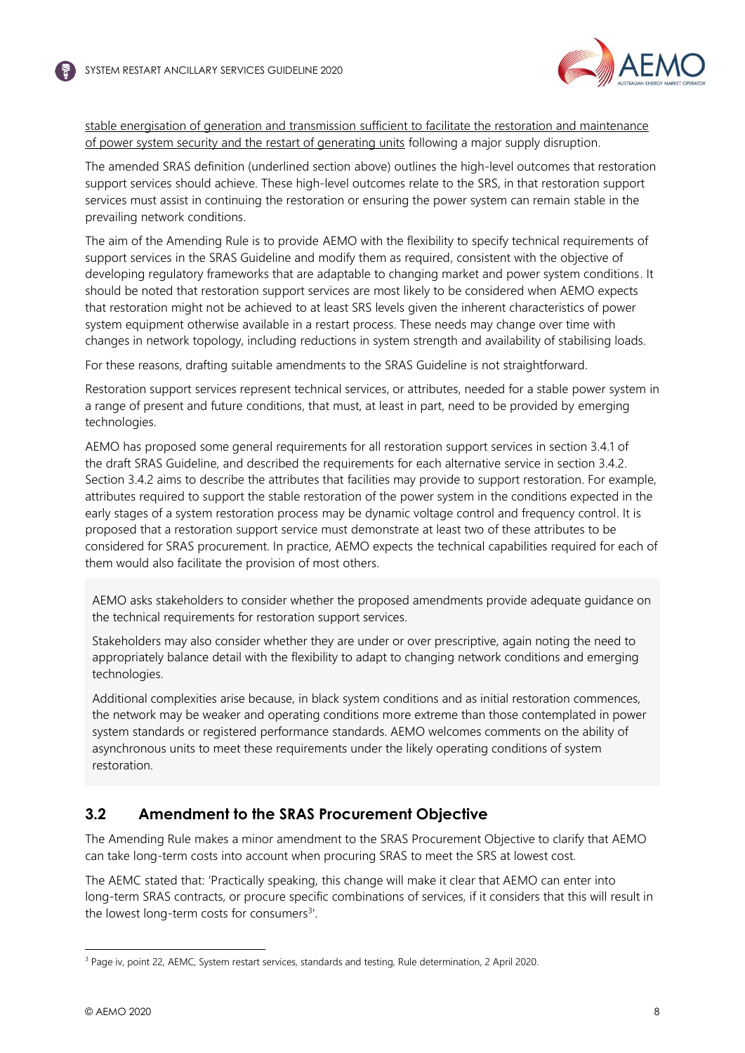stable energisation of generation and transmission sufficient to facilitate the restoration and maintenance of power system security and the restart of generating units following a major supply disruption.

The amended SRAS definition (underlined section above) outlines the high-level outcomes that restoration support services should achieve. These high-level outcomes relate to the SRS, in that restoration support services must assist in continuing the restoration or ensuring the power system can remain stable in the prevailing network conditions.

The aim of the Amending Rule is to provide AEMO with the flexibility to specify technical requirements of support services in the SRAS Guideline and modify them as required, consistent with the objective of developing regulatory frameworks that are adaptable to changing market and power system conditions. It should be noted that restoration support services are most likely to be considered when AEMO expects that restoration might not be achieved to at least SRS levels given the inherent characteristics of power system equipment otherwise available in a restart process. These needs may change over time with changes in network topology, including reductions in system strength and availability of stabilising loads.

For these reasons, drafting suitable amendments to the SRAS Guideline is not straightforward.

Restoration support services represent technical services, or attributes, needed for a stable power system in a range of present and future conditions, that must, at least in part, need to be provided by emerging technologies.

AEMO has proposed some general requirements for all restoration support services in section 3.4.1 of the draft SRAS Guideline, and described the requirements for each alternative service in section 3.4.2. Section 3.4.2 aims to describe the attributes that facilities may provide to support restoration. For example, attributes required to support the stable restoration of the power system in the conditions expected in the early stages of a system restoration process may be dynamic voltage control and frequency control. It is proposed that a restoration support service must demonstrate at least two of these attributes to be considered for SRAS procurement. In practice, AEMO expects the technical capabilities required for each of them would also facilitate the provision of most others.

> AEMO asks stakeholders to consider whether the proposed amendments provide adequate guidance on the technical requirements for restoration support services.
>
> Stakeholders may also consider whether they are under or over prescriptive, again noting the need to appropriately balance detail with the flexibility to adapt to changing network conditions and emerging technologies.
>
> Additional complexities arise because, in black system conditions and as initial restoration commences, the network may be weaker and operating conditions more extreme than those contemplated in power system standards or registered performance standards. AEMO welcomes comments on the ability of asynchronous units to meet these requirements under the likely operating conditions of system restoration.

## 3.2 Amendment to the SRAS Procurement Objective

The Amending Rule makes a minor amendment to the SRAS Procurement Objective to clarify that AEMO can take long-term costs into account when procuring SRAS to meet the SRS at lowest cost.

The AEMC stated that: 'Practically speaking, this change will make it clear that AEMO can enter into long-term SRAS contracts, or procure specific combinations of services, if it considers that this will result in the lowest long-term costs for consumers[3]'.

[3] Page iv, point 22, AEMC, System restart services, standards and testing, Rule determination, 2 April 2020.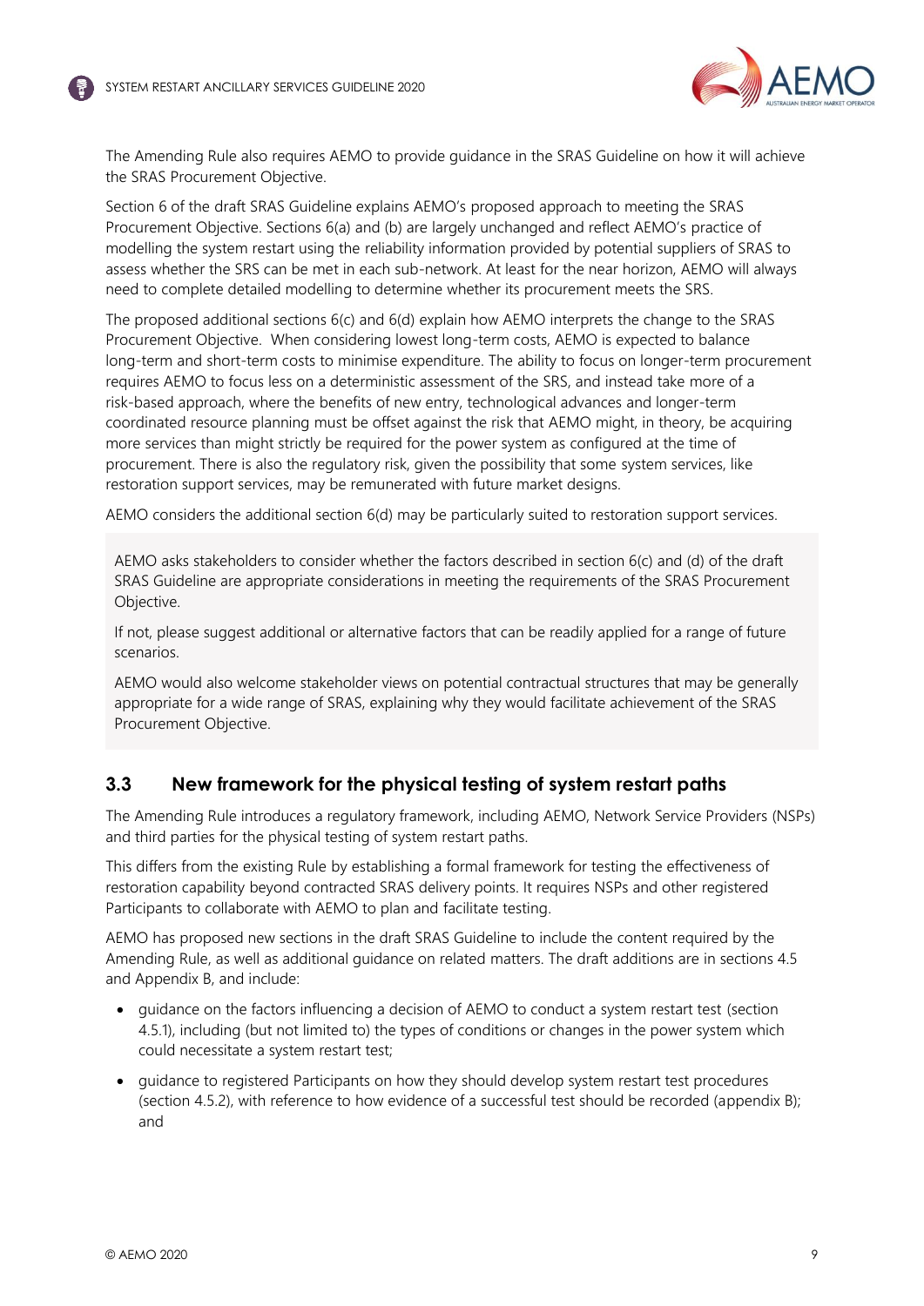The Amending Rule also requires AEMO to provide guidance in the SRAS Guideline on how it will achieve the SRAS Procurement Objective.

Section 6 of the draft SRAS Guideline explains AEMO's proposed approach to meeting the SRAS Procurement Objective. Sections 6(a) and (b) are largely unchanged and reflect AEMO's practice of modelling the system restart using the reliability information provided by potential suppliers of SRAS to assess whether the SRS can be met in each sub-network. At least for the near horizon, AEMO will always need to complete detailed modelling to determine whether its procurement meets the SRS.

The proposed additional sections 6(c) and 6(d) explain how AEMO interprets the change to the SRAS Procurement Objective. When considering lowest long-term costs, AEMO is expected to balance long-term and short-term costs to minimise expenditure. The ability to focus on longer-term procurement requires AEMO to focus less on a deterministic assessment of the SRS, and instead take more of a risk-based approach, where the benefits of new entry, technological advances and longer-term coordinated resource planning must be offset against the risk that AEMO might, in theory, be acquiring more services than might strictly be required for the power system as configured at the time of procurement. There is also the regulatory risk, given the possibility that some system services, like restoration support services, may be remunerated with future market designs.

AEMO considers the additional section 6(d) may be particularly suited to restoration support services.

> AEMO asks stakeholders to consider whether the factors described in section 6(c) and (d) of the draft SRAS Guideline are appropriate considerations in meeting the requirements of the SRAS Procurement Objective.
>
> If not, please suggest additional or alternative factors that can be readily applied for a range of future scenarios.
>
> AEMO would also welcome stakeholder views on potential contractual structures that may be generally appropriate for a wide range of SRAS, explaining why they would facilitate achievement of the SRAS Procurement Objective.

## 3.3 New framework for the physical testing of system restart paths

The Amending Rule introduces a regulatory framework, including AEMO, Network Service Providers (NSPs) and third parties for the physical testing of system restart paths.

This differs from the existing Rule by establishing a formal framework for testing the effectiveness of restoration capability beyond contracted SRAS delivery points. It requires NSPs and other registered Participants to collaborate with AEMO to plan and facilitate testing.

AEMO has proposed new sections in the draft SRAS Guideline to include the content required by the Amending Rule, as well as additional guidance on related matters. The draft additions are in sections 4.5 and Appendix B, and include:

- guidance on the factors influencing a decision of AEMO to conduct a system restart test (section 4.5.1), including (but not limited to) the types of conditions or changes in the power system which could necessitate a system restart test;
- guidance to registered Participants on how they should develop system restart test procedures (section 4.5.2), with reference to how evidence of a successful test should be recorded (appendix B); and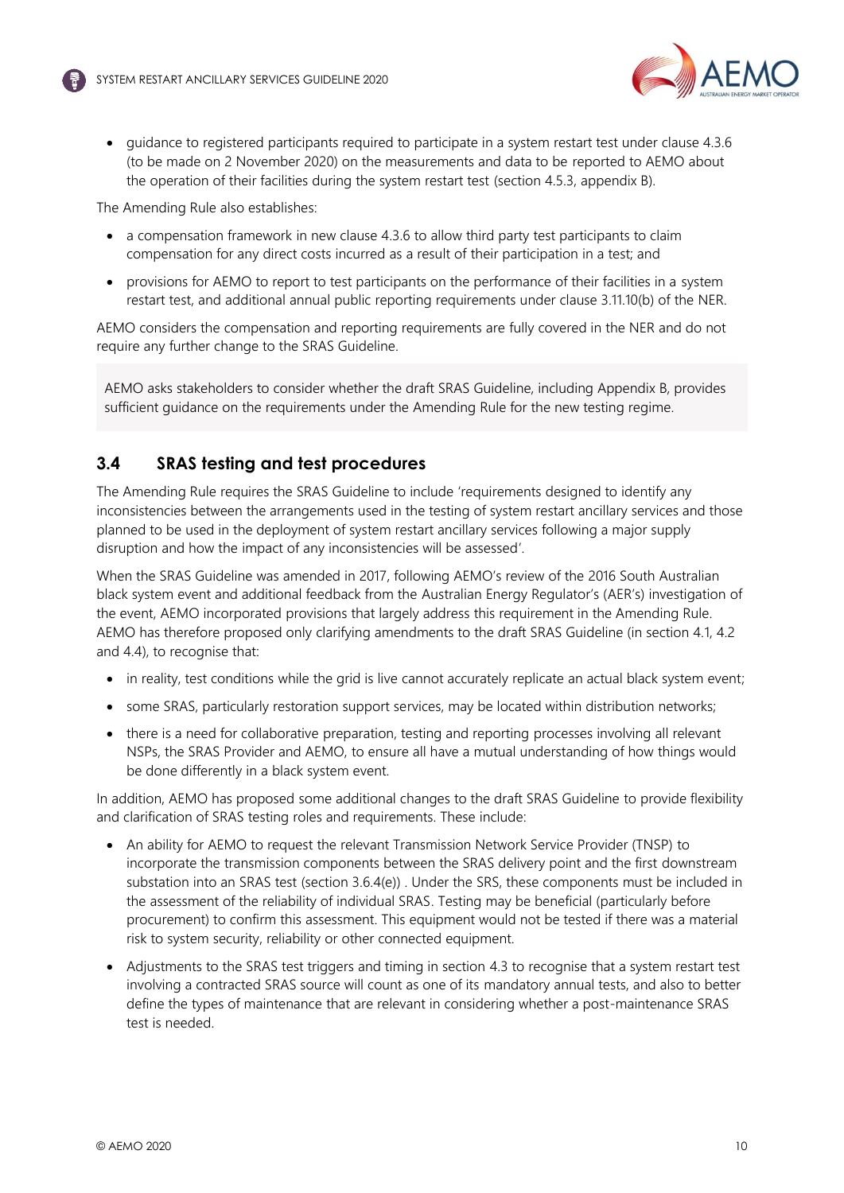- guidance to registered participants required to participate in a system restart test under clause 4.3.6 (to be made on 2 November 2020) on the measurements and data to be reported to AEMO about the operation of their facilities during the system restart test (section 4.5.3, appendix B).

The Amending Rule also establishes:

- a compensation framework in new clause 4.3.6 to allow third party test participants to claim compensation for any direct costs incurred as a result of their participation in a test; and
- provisions for AEMO to report to test participants on the performance of their facilities in a system restart test, and additional annual public reporting requirements under clause 3.11.10(b) of the NER.

AEMO considers the compensation and reporting requirements are fully covered in the NER and do not require any further change to the SRAS Guideline.

> AEMO asks stakeholders to consider whether the draft SRAS Guideline, including Appendix B, provides sufficient guidance on the requirements under the Amending Rule for the new testing regime.

## 3.4 SRAS testing and test procedures

The Amending Rule requires the SRAS Guideline to include 'requirements designed to identify any inconsistencies between the arrangements used in the testing of system restart ancillary services and those planned to be used in the deployment of system restart ancillary services following a major supply disruption and how the impact of any inconsistencies will be assessed'.

When the SRAS Guideline was amended in 2017, following AEMO's review of the 2016 South Australian black system event and additional feedback from the Australian Energy Regulator's (AER's) investigation of the event, AEMO incorporated provisions that largely address this requirement in the Amending Rule. AEMO has therefore proposed only clarifying amendments to the draft SRAS Guideline (in section 4.1, 4.2 and 4.4), to recognise that:

- in reality, test conditions while the grid is live cannot accurately replicate an actual black system event;
- some SRAS, particularly restoration support services, may be located within distribution networks;
- there is a need for collaborative preparation, testing and reporting processes involving all relevant NSPs, the SRAS Provider and AEMO, to ensure all have a mutual understanding of how things would be done differently in a black system event.

In addition, AEMO has proposed some additional changes to the draft SRAS Guideline to provide flexibility and clarification of SRAS testing roles and requirements. These include:

- An ability for AEMO to request the relevant Transmission Network Service Provider (TNSP) to incorporate the transmission components between the SRAS delivery point and the first downstream substation into an SRAS test (section 3.6.4(e)) . Under the SRS, these components must be included in the assessment of the reliability of individual SRAS. Testing may be beneficial (particularly before procurement) to confirm this assessment. This equipment would not be tested if there was a material risk to system security, reliability or other connected equipment.
- Adjustments to the SRAS test triggers and timing in section 4.3 to recognise that a system restart test involving a contracted SRAS source will count as one of its mandatory annual tests, and also to better define the types of maintenance that are relevant in considering whether a post-maintenance SRAS test is needed.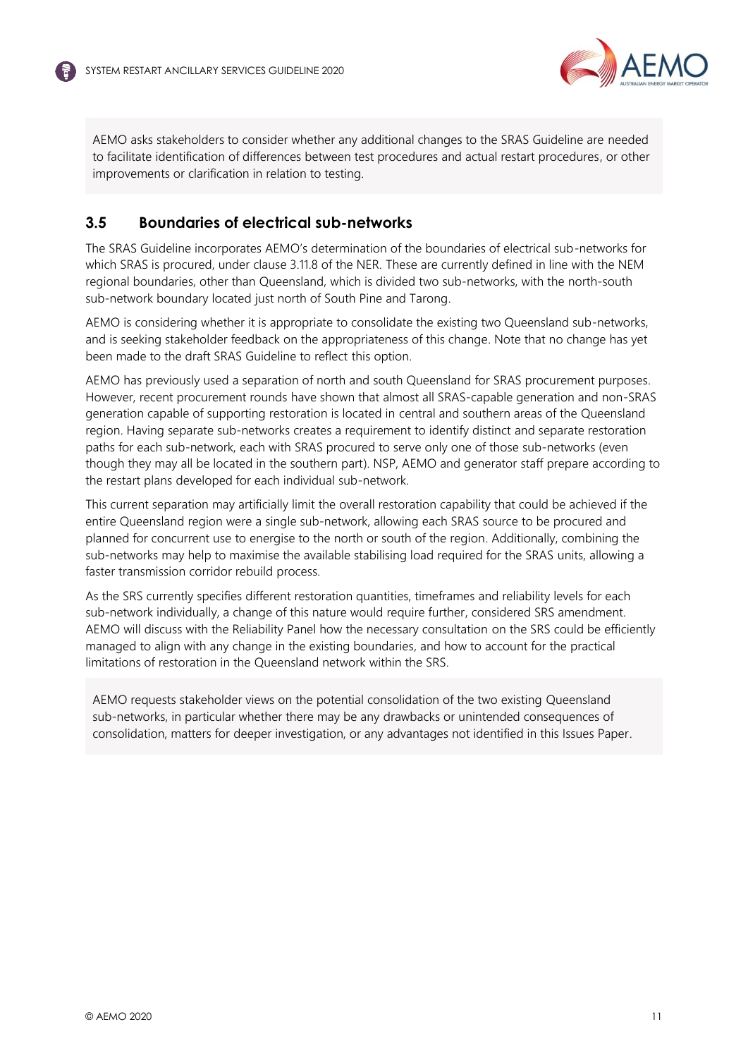AEMO asks stakeholders to consider whether any additional changes to the SRAS Guideline are needed to facilitate identification of differences between test procedures and actual restart procedures, or other improvements or clarification in relation to testing.

## 3.5 Boundaries of electrical sub-networks

The SRAS Guideline incorporates AEMO's determination of the boundaries of electrical sub-networks for which SRAS is procured, under clause 3.11.8 of the NER. These are currently defined in line with the NEM regional boundaries, other than Queensland, which is divided two sub-networks, with the north-south sub-network boundary located just north of South Pine and Tarong.

AEMO is considering whether it is appropriate to consolidate the existing two Queensland sub-networks, and is seeking stakeholder feedback on the appropriateness of this change. Note that no change has yet been made to the draft SRAS Guideline to reflect this option.

AEMO has previously used a separation of north and south Queensland for SRAS procurement purposes. However, recent procurement rounds have shown that almost all SRAS-capable generation and non-SRAS generation capable of supporting restoration is located in central and southern areas of the Queensland region. Having separate sub-networks creates a requirement to identify distinct and separate restoration paths for each sub-network, each with SRAS procured to serve only one of those sub-networks (even though they may all be located in the southern part). NSP, AEMO and generator staff prepare according to the restart plans developed for each individual sub-network.

This current separation may artificially limit the overall restoration capability that could be achieved if the entire Queensland region were a single sub-network, allowing each SRAS source to be procured and planned for concurrent use to energise to the north or south of the region. Additionally, combining the sub-networks may help to maximise the available stabilising load required for the SRAS units, allowing a faster transmission corridor rebuild process.

As the SRS currently specifies different restoration quantities, timeframes and reliability levels for each sub-network individually, a change of this nature would require further, considered SRS amendment. AEMO will discuss with the Reliability Panel how the necessary consultation on the SRS could be efficiently managed to align with any change in the existing boundaries, and how to account for the practical limitations of restoration in the Queensland network within the SRS.

AEMO requests stakeholder views on the potential consolidation of the two existing Queensland sub-networks, in particular whether there may be any drawbacks or unintended consequences of consolidation, matters for deeper investigation, or any advantages not identified in this Issues Paper.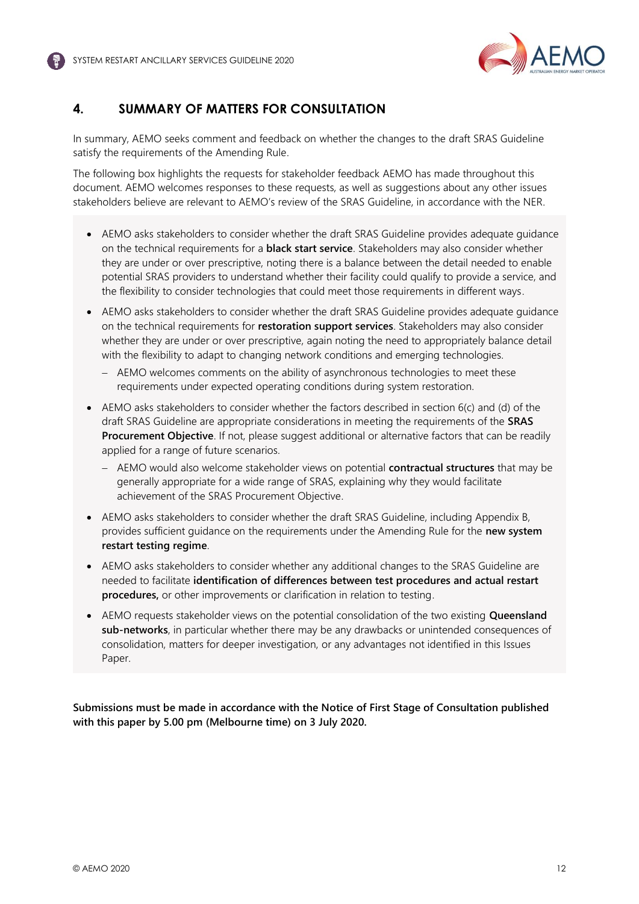## 4. SUMMARY OF MATTERS FOR CONSULTATION

In summary, AEMO seeks comment and feedback on whether the changes to the draft SRAS Guideline satisfy the requirements of the Amending Rule.

The following box highlights the requests for stakeholder feedback AEMO has made throughout this document. AEMO welcomes responses to these requests, as well as suggestions about any other issues stakeholders believe are relevant to AEMO's review of the SRAS Guideline, in accordance with the NER.

- AEMO asks stakeholders to consider whether the draft SRAS Guideline provides adequate guidance on the technical requirements for a **black start service**. Stakeholders may also consider whether they are under or over prescriptive, noting there is a balance between the detail needed to enable potential SRAS providers to understand whether their facility could qualify to provide a service, and the flexibility to consider technologies that could meet those requirements in different ways.
- AEMO asks stakeholders to consider whether the draft SRAS Guideline provides adequate guidance on the technical requirements for **restoration support services**. Stakeholders may also consider whether they are under or over prescriptive, again noting the need to appropriately balance detail with the flexibility to adapt to changing network conditions and emerging technologies.
  - AEMO welcomes comments on the ability of asynchronous technologies to meet these requirements under expected operating conditions during system restoration.
- AEMO asks stakeholders to consider whether the factors described in section 6(c) and (d) of the draft SRAS Guideline are appropriate considerations in meeting the requirements of the **SRAS Procurement Objective**. If not, please suggest additional or alternative factors that can be readily applied for a range of future scenarios.
  - AEMO would also welcome stakeholder views on potential **contractual structures** that may be generally appropriate for a wide range of SRAS, explaining why they would facilitate achievement of the SRAS Procurement Objective.
- AEMO asks stakeholders to consider whether the draft SRAS Guideline, including Appendix B, provides sufficient guidance on the requirements under the Amending Rule for the **new system restart testing regime**.
- AEMO asks stakeholders to consider whether any additional changes to the SRAS Guideline are needed to facilitate **identification of differences between test procedures and actual restart procedures,** or other improvements or clarification in relation to testing.
- AEMO requests stakeholder views on the potential consolidation of the two existing **Queensland sub-networks**, in particular whether there may be any drawbacks or unintended consequences of consolidation, matters for deeper investigation, or any advantages not identified in this Issues Paper.

**Submissions must be made in accordance with the Notice of First Stage of Consultation published with this paper by 5.00 pm (Melbourne time) on 3 July 2020.**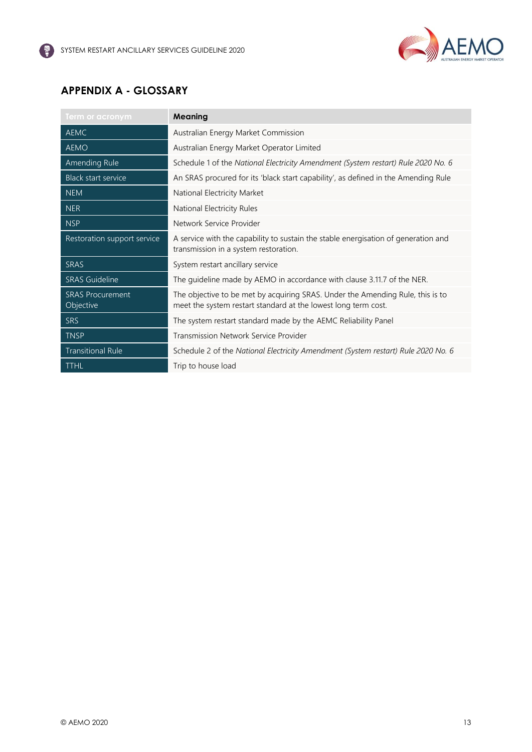## APPENDIX A - GLOSSARY

| Term or acronym | Meaning |
|---|---|
| AEMC | Australian Energy Market Commission |
| AEMO | Australian Energy Market Operator Limited |
| Amending Rule | Schedule 1 of the *National Electricity Amendment (System restart) Rule 2020 No. 6* |
| Black start service | An SRAS procured for its 'black start capability', as defined in the Amending Rule |
| NEM | National Electricity Market |
| NER | National Electricity Rules |
| NSP | Network Service Provider |
| Restoration support service | A service with the capability to sustain the stable energisation of generation and transmission in a system restoration. |
| SRAS | System restart ancillary service |
| SRAS Guideline | The guideline made by AEMO in accordance with clause 3.11.7 of the NER. |
| SRAS Procurement Objective | The objective to be met by acquiring SRAS. Under the Amending Rule, this is to meet the system restart standard at the lowest long term cost. |
| SRS | The system restart standard made by the AEMC Reliability Panel |
| TNSP | Transmission Network Service Provider |
| Transitional Rule | Schedule 2 of the *National Electricity Amendment (System restart) Rule 2020 No. 6* |
| TTHL | Trip to house load |